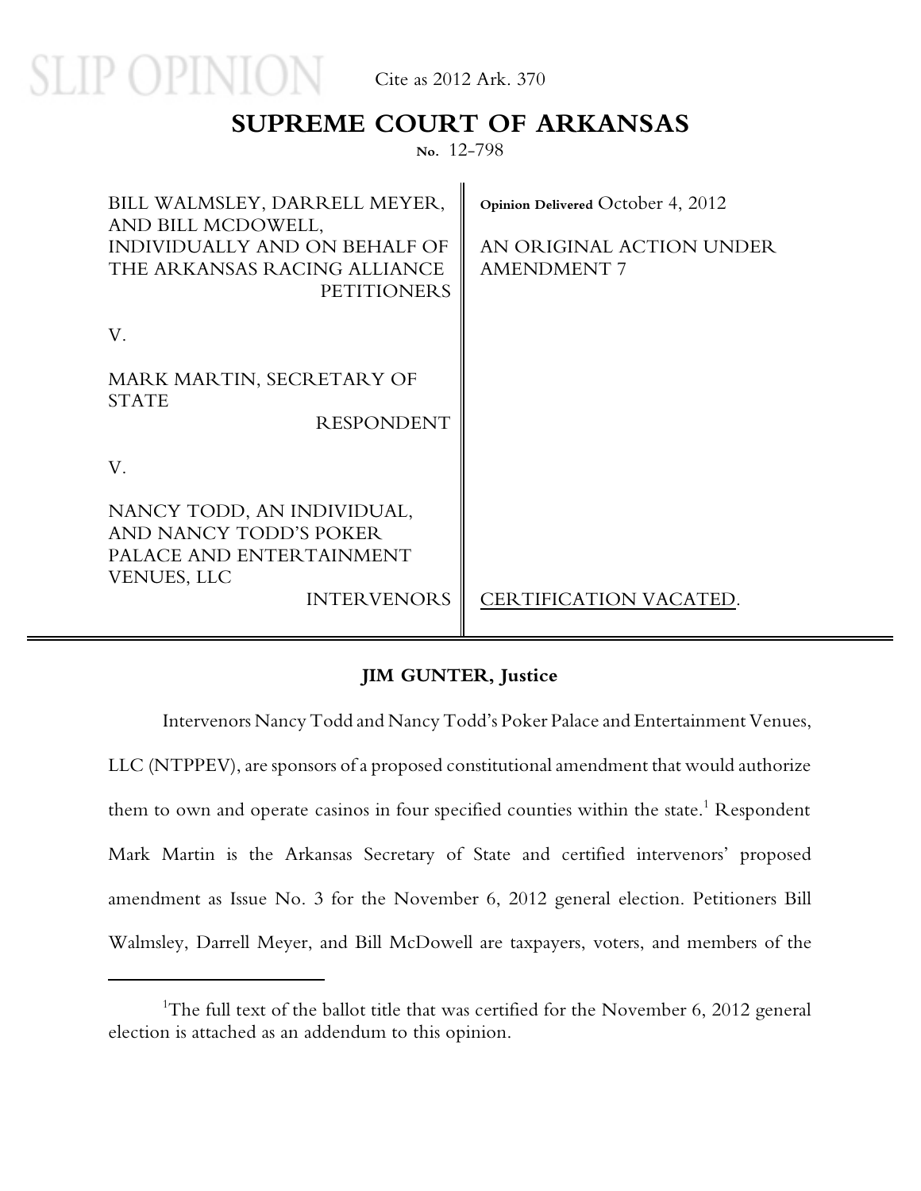SLIP OPINION

Cite as 2012 Ark. 370

# SUPREME COURT OF ARKANSAS

No. 12-798

| | |
|---|---|
| BILL WALMSLEY, DARRELL MEYER, AND BILL MCDOWELL, INDIVIDUALLY AND ON BEHALF OF THE ARKANSAS RACING ALLIANCE<br>PETITIONERS | Opinion Delivered October 4, 2012<br><br>AN ORIGINAL ACTION UNDER AMENDMENT 7 |
| V. | |
| MARK MARTIN, SECRETARY OF STATE<br>RESPONDENT | |
| V. | |
| NANCY TODD, AN INDIVIDUAL, AND NANCY TODD'S POKER PALACE AND ENTERTAINMENT VENUES, LLC<br>INTERVENORS | CERTIFICATION VACATED. |

**JIM GUNTER, Justice**

Intervenors Nancy Todd and Nancy Todd's Poker Palace and Entertainment Venues, LLC (NTPPEV), are sponsors of a proposed constitutional amendment that would authorize them to own and operate casinos in four specified counties within the state.[1] Respondent Mark Martin is the Arkansas Secretary of State and certified intervenors' proposed amendment as Issue No. 3 for the November 6, 2012 general election. Petitioners Bill Walmsley, Darrell Meyer, and Bill McDowell are taxpayers, voters, and members of the

[1] The full text of the ballot title that was certified for the November 6, 2012 general election is attached as an addendum to this opinion.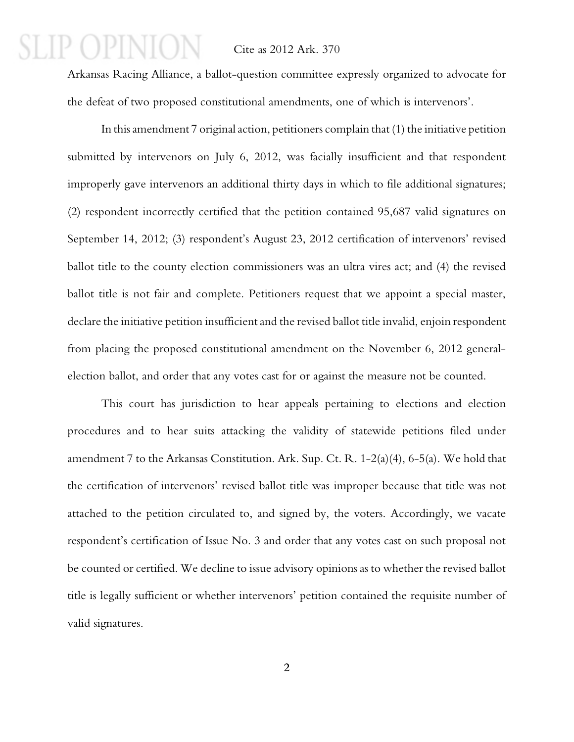Arkansas Racing Alliance, a ballot-question committee expressly organized to advocate for the defeat of two proposed constitutional amendments, one of which is intervenors'.

In this amendment 7 original action, petitioners complain that (1) the initiative petition submitted by intervenors on July 6, 2012, was facially insufficient and that respondent improperly gave intervenors an additional thirty days in which to file additional signatures; (2) respondent incorrectly certified that the petition contained 95,687 valid signatures on September 14, 2012; (3) respondent's August 23, 2012 certification of intervenors' revised ballot title to the county election commissioners was an ultra vires act; and (4) the revised ballot title is not fair and complete. Petitioners request that we appoint a special master, declare the initiative petition insufficient and the revised ballot title invalid, enjoin respondent from placing the proposed constitutional amendment on the November 6, 2012 general-election ballot, and order that any votes cast for or against the measure not be counted.

This court has jurisdiction to hear appeals pertaining to elections and election procedures and to hear suits attacking the validity of statewide petitions filed under amendment 7 to the Arkansas Constitution. Ark. Sup. Ct. R. 1-2(a)(4), 6-5(a). We hold that the certification of intervenors' revised ballot title was improper because that title was not attached to the petition circulated to, and signed by, the voters. Accordingly, we vacate respondent's certification of Issue No. 3 and order that any votes cast on such proposal not be counted or certified. We decline to issue advisory opinions as to whether the revised ballot title is legally sufficient or whether intervenors' petition contained the requisite number of valid signatures.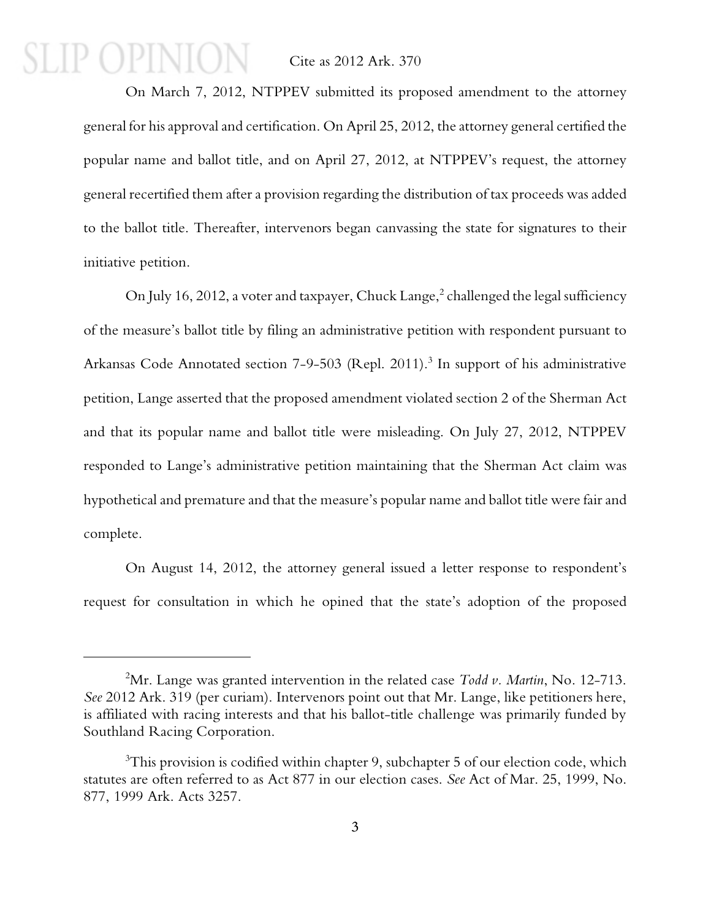On March 7, 2012, NTPPEV submitted its proposed amendment to the attorney general for his approval and certification. On April 25, 2012, the attorney general certified the popular name and ballot title, and on April 27, 2012, at NTPPEV's request, the attorney general recertified them after a provision regarding the distribution of tax proceeds was added to the ballot title. Thereafter, intervenors began canvassing the state for signatures to their initiative petition.

On July 16, 2012, a voter and taxpayer, Chuck Lange,[2] challenged the legal sufficiency of the measure's ballot title by filing an administrative petition with respondent pursuant to Arkansas Code Annotated section 7-9-503 (Repl. 2011).[3] In support of his administrative petition, Lange asserted that the proposed amendment violated section 2 of the Sherman Act and that its popular name and ballot title were misleading. On July 27, 2012, NTPPEV responded to Lange's administrative petition maintaining that the Sherman Act claim was hypothetical and premature and that the measure's popular name and ballot title were fair and complete.

On August 14, 2012, the attorney general issued a letter response to respondent's request for consultation in which he opined that the state's adoption of the proposed

---

[2]Mr. Lange was granted intervention in the related case *Todd v. Martin*, No. 12-713. *See* 2012 Ark. 319 (per curiam). Intervenors point out that Mr. Lange, like petitioners here, is affiliated with racing interests and that his ballot-title challenge was primarily funded by Southland Racing Corporation.

[3]This provision is codified within chapter 9, subchapter 5 of our election code, which statutes are often referred to as Act 877 in our election cases. *See* Act of Mar. 25, 1999, No. 877, 1999 Ark. Acts 3257.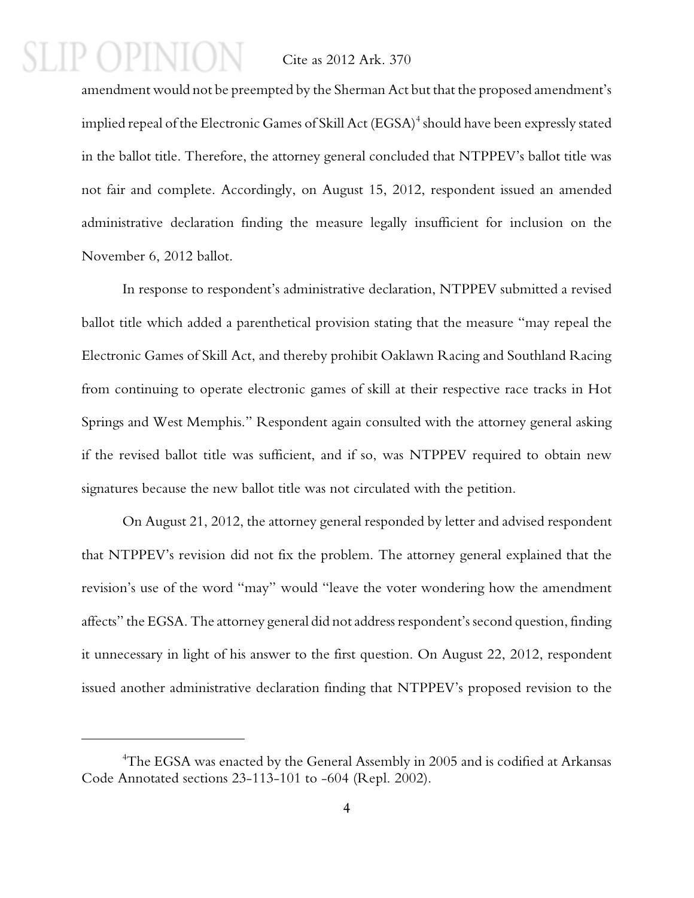amendment would not be preempted by the Sherman Act but that the proposed amendment's implied repeal of the Electronic Games of Skill Act (EGSA)[4] should have been expressly stated in the ballot title. Therefore, the attorney general concluded that NTPPEV's ballot title was not fair and complete. Accordingly, on August 15, 2012, respondent issued an amended administrative declaration finding the measure legally insufficient for inclusion on the November 6, 2012 ballot.

In response to respondent's administrative declaration, NTPPEV submitted a revised ballot title which added a parenthetical provision stating that the measure "may repeal the Electronic Games of Skill Act, and thereby prohibit Oaklawn Racing and Southland Racing from continuing to operate electronic games of skill at their respective race tracks in Hot Springs and West Memphis." Respondent again consulted with the attorney general asking if the revised ballot title was sufficient, and if so, was NTPPEV required to obtain new signatures because the new ballot title was not circulated with the petition.

On August 21, 2012, the attorney general responded by letter and advised respondent that NTPPEV's revision did not fix the problem. The attorney general explained that the revision's use of the word "may" would "leave the voter wondering how the amendment affects" the EGSA. The attorney general did not address respondent's second question, finding it unnecessary in light of his answer to the first question. On August 22, 2012, respondent issued another administrative declaration finding that NTPPEV's proposed revision to the

---

[4]The EGSA was enacted by the General Assembly in 2005 and is codified at Arkansas Code Annotated sections 23-113-101 to -604 (Repl. 2002).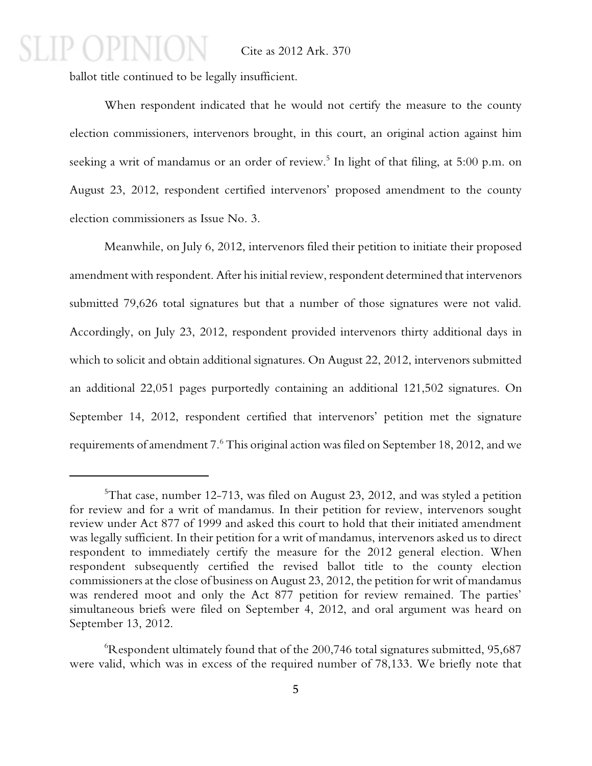ballot title continued to be legally insufficient.

When respondent indicated that he would not certify the measure to the county election commissioners, intervenors brought, in this court, an original action against him seeking a writ of mandamus or an order of review.[5] In light of that filing, at 5:00 p.m. on August 23, 2012, respondent certified intervenors' proposed amendment to the county election commissioners as Issue No. 3.

Meanwhile, on July 6, 2012, intervenors filed their petition to initiate their proposed amendment with respondent. After his initial review, respondent determined that intervenors submitted 79,626 total signatures but that a number of those signatures were not valid. Accordingly, on July 23, 2012, respondent provided intervenors thirty additional days in which to solicit and obtain additional signatures. On August 22, 2012, intervenors submitted an additional 22,051 pages purportedly containing an additional 121,502 signatures. On September 14, 2012, respondent certified that intervenors' petition met the signature requirements of amendment 7.[6] This original action was filed on September 18, 2012, and we

---

[5]That case, number 12-713, was filed on August 23, 2012, and was styled a petition for review and for a writ of mandamus. In their petition for review, intervenors sought review under Act 877 of 1999 and asked this court to hold that their initiated amendment was legally sufficient. In their petition for a writ of mandamus, intervenors asked us to direct respondent to immediately certify the measure for the 2012 general election. When respondent subsequently certified the revised ballot title to the county election commissioners at the close of business on August 23, 2012, the petition for writ of mandamus was rendered moot and only the Act 877 petition for review remained. The parties' simultaneous briefs were filed on September 4, 2012, and oral argument was heard on September 13, 2012.

[6]Respondent ultimately found that of the 200,746 total signatures submitted, 95,687 were valid, which was in excess of the required number of 78,133. We briefly note that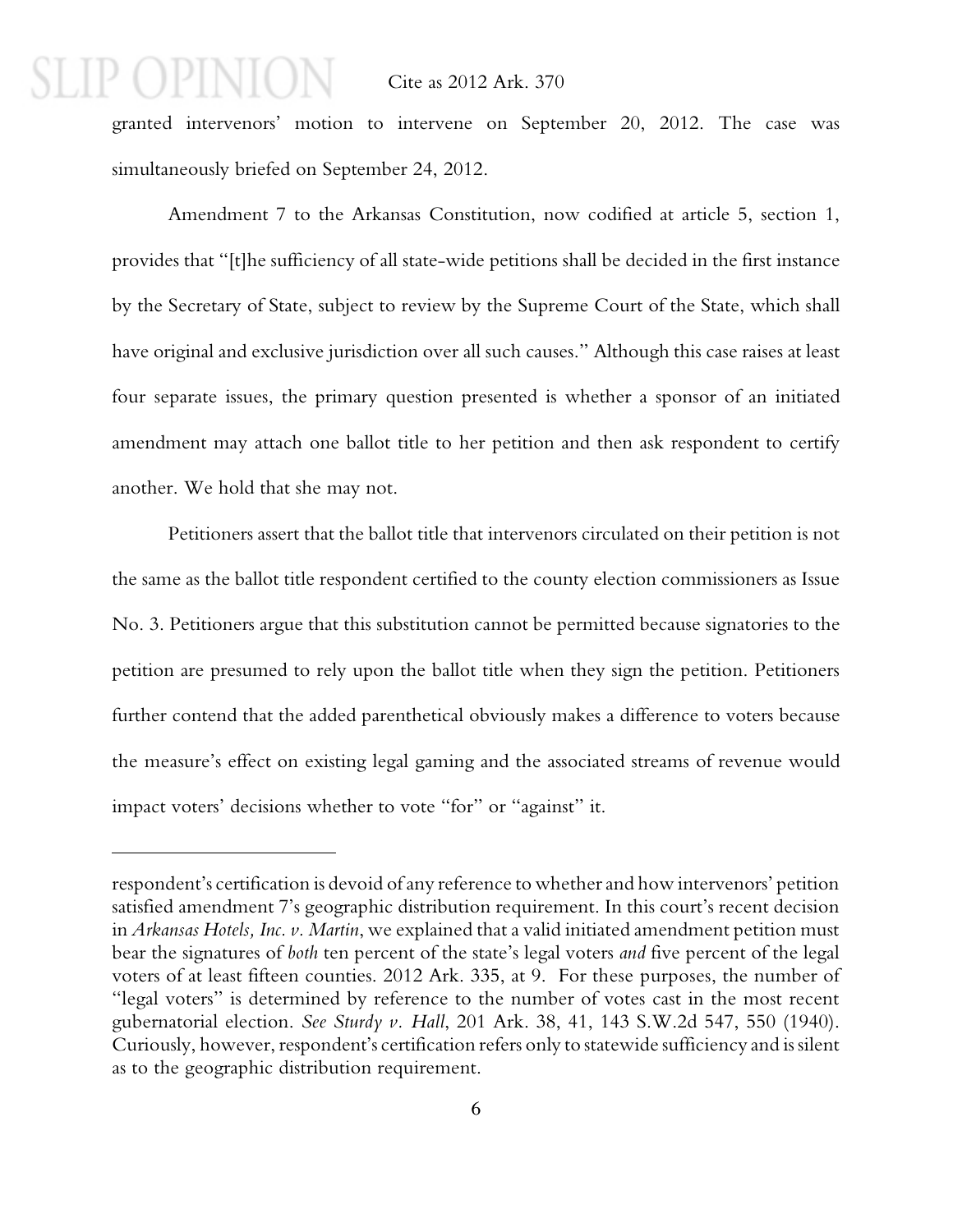granted intervenors' motion to intervene on September 20, 2012. The case was simultaneously briefed on September 24, 2012.

Amendment 7 to the Arkansas Constitution, now codified at article 5, section 1, provides that "[t]he sufficiency of all state-wide petitions shall be decided in the first instance by the Secretary of State, subject to review by the Supreme Court of the State, which shall have original and exclusive jurisdiction over all such causes." Although this case raises at least four separate issues, the primary question presented is whether a sponsor of an initiated amendment may attach one ballot title to her petition and then ask respondent to certify another. We hold that she may not.

Petitioners assert that the ballot title that intervenors circulated on their petition is not the same as the ballot title respondent certified to the county election commissioners as Issue No. 3. Petitioners argue that this substitution cannot be permitted because signatories to the petition are presumed to rely upon the ballot title when they sign the petition. Petitioners further contend that the added parenthetical obviously makes a difference to voters because the measure's effect on existing legal gaming and the associated streams of revenue would impact voters' decisions whether to vote "for" or "against" it.

---

respondent's certification is devoid of any reference to whether and how intervenors' petition satisfied amendment 7's geographic distribution requirement. In this court's recent decision in *Arkansas Hotels, Inc. v. Martin*, we explained that a valid initiated amendment petition must bear the signatures of *both* ten percent of the state's legal voters *and* five percent of the legal voters of at least fifteen counties. 2012 Ark. 335, at 9. For these purposes, the number of "legal voters" is determined by reference to the number of votes cast in the most recent gubernatorial election. *See Sturdy v. Hall*, 201 Ark. 38, 41, 143 S.W.2d 547, 550 (1940). Curiously, however, respondent's certification refers only to statewide sufficiency and is silent as to the geographic distribution requirement.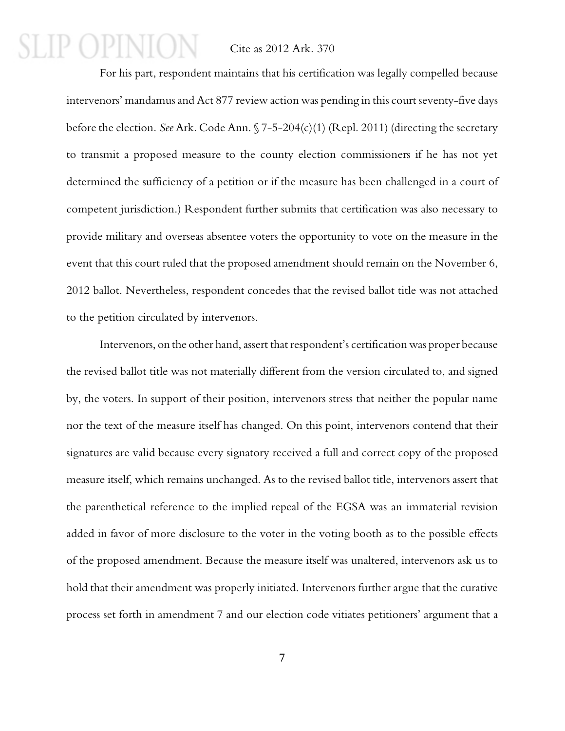For his part, respondent maintains that his certification was legally compelled because intervenors' mandamus and Act 877 review action was pending in this court seventy-five days before the election. *See* Ark. Code Ann. § 7-5-204(c)(1) (Repl. 2011) (directing the secretary to transmit a proposed measure to the county election commissioners if he has not yet determined the sufficiency of a petition or if the measure has been challenged in a court of competent jurisdiction.) Respondent further submits that certification was also necessary to provide military and overseas absentee voters the opportunity to vote on the measure in the event that this court ruled that the proposed amendment should remain on the November 6, 2012 ballot. Nevertheless, respondent concedes that the revised ballot title was not attached to the petition circulated by intervenors.

Intervenors, on the other hand, assert that respondent's certification was proper because the revised ballot title was not materially different from the version circulated to, and signed by, the voters. In support of their position, intervenors stress that neither the popular name nor the text of the measure itself has changed. On this point, intervenors contend that their signatures are valid because every signatory received a full and correct copy of the proposed measure itself, which remains unchanged. As to the revised ballot title, intervenors assert that the parenthetical reference to the implied repeal of the EGSA was an immaterial revision added in favor of more disclosure to the voter in the voting booth as to the possible effects of the proposed amendment. Because the measure itself was unaltered, intervenors ask us to hold that their amendment was properly initiated. Intervenors further argue that the curative process set forth in amendment 7 and our election code vitiates petitioners' argument that a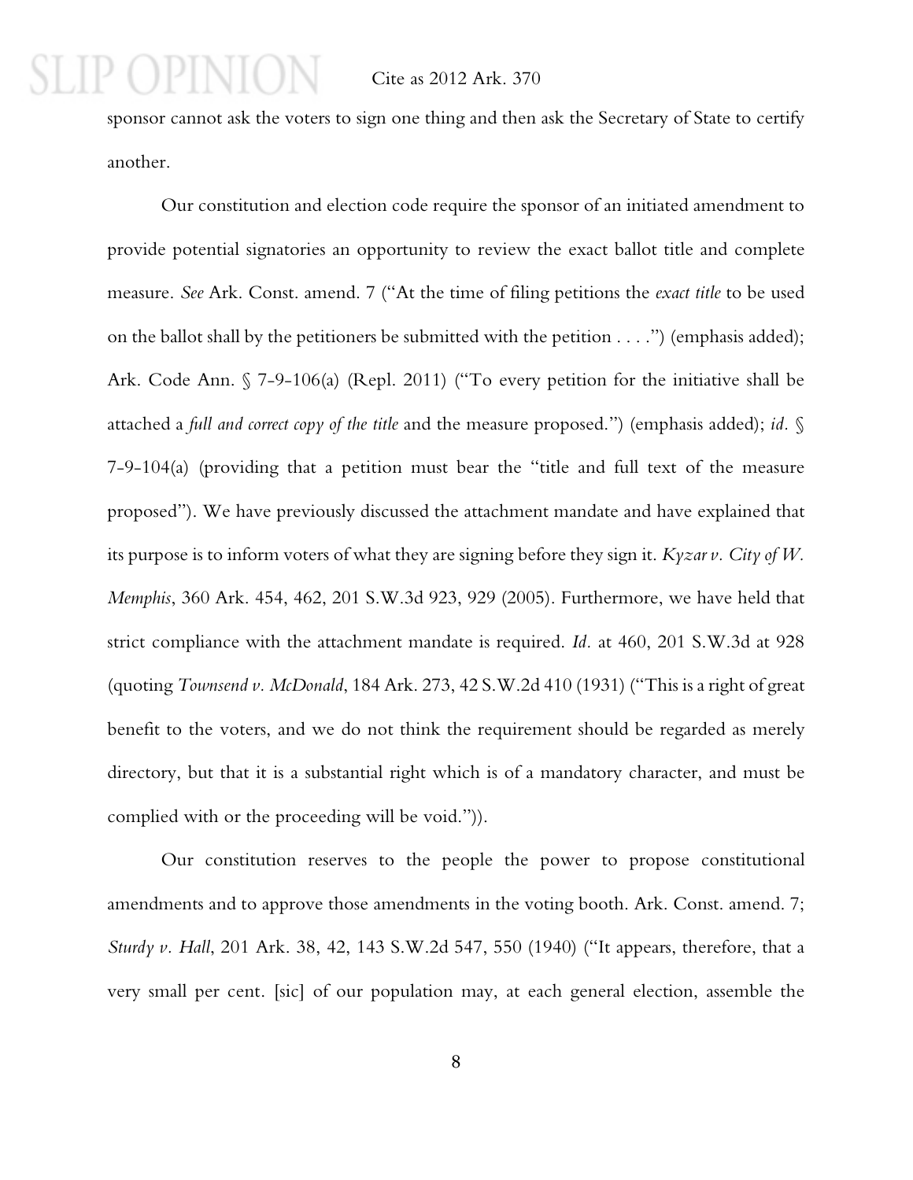sponsor cannot ask the voters to sign one thing and then ask the Secretary of State to certify another.

Our constitution and election code require the sponsor of an initiated amendment to provide potential signatories an opportunity to review the exact ballot title and complete measure. *See* Ark. Const. amend. 7 ("At the time of filing petitions the *exact title* to be used on the ballot shall by the petitioners be submitted with the petition . . . .") (emphasis added); Ark. Code Ann. § 7-9-106(a) (Repl. 2011) ("To every petition for the initiative shall be attached a *full and correct copy of the title* and the measure proposed.") (emphasis added); *id.* § 7-9-104(a) (providing that a petition must bear the "title and full text of the measure proposed"). We have previously discussed the attachment mandate and have explained that its purpose is to inform voters of what they are signing before they sign it. *Kyzar v. City of W. Memphis*, 360 Ark. 454, 462, 201 S.W.3d 923, 929 (2005). Furthermore, we have held that strict compliance with the attachment mandate is required. *Id.* at 460, 201 S.W.3d at 928 (quoting *Townsend v. McDonald*, 184 Ark. 273, 42 S.W.2d 410 (1931) ("This is a right of great benefit to the voters, and we do not think the requirement should be regarded as merely directory, but that it is a substantial right which is of a mandatory character, and must be complied with or the proceeding will be void.")).

Our constitution reserves to the people the power to propose constitutional amendments and to approve those amendments in the voting booth. Ark. Const. amend. 7; *Sturdy v. Hall*, 201 Ark. 38, 42, 143 S.W.2d 547, 550 (1940) ("It appears, therefore, that a very small per cent. [sic] of our population may, at each general election, assemble the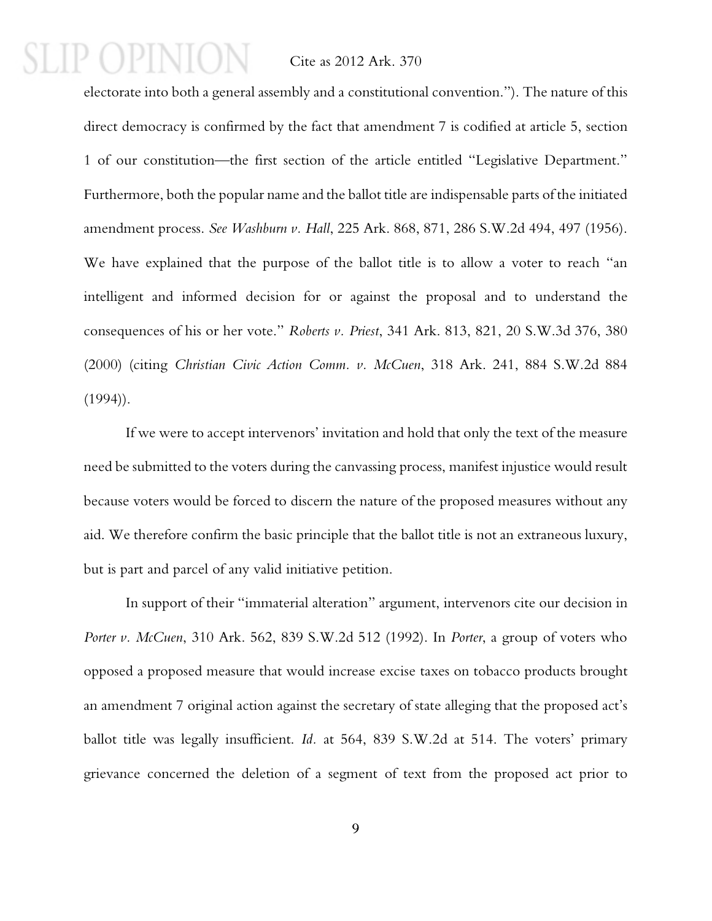electorate into both a general assembly and a constitutional convention."). The nature of this direct democracy is confirmed by the fact that amendment 7 is codified at article 5, section 1 of our constitution—the first section of the article entitled "Legislative Department." Furthermore, both the popular name and the ballot title are indispensable parts of the initiated amendment process. *See Washburn v. Hall*, 225 Ark. 868, 871, 286 S.W.2d 494, 497 (1956). We have explained that the purpose of the ballot title is to allow a voter to reach "an intelligent and informed decision for or against the proposal and to understand the consequences of his or her vote." *Roberts v. Priest*, 341 Ark. 813, 821, 20 S.W.3d 376, 380 (2000) (citing *Christian Civic Action Comm. v. McCuen*, 318 Ark. 241, 884 S.W.2d 884 (1994)).

If we were to accept intervenors' invitation and hold that only the text of the measure need be submitted to the voters during the canvassing process, manifest injustice would result because voters would be forced to discern the nature of the proposed measures without any aid. We therefore confirm the basic principle that the ballot title is not an extraneous luxury, but is part and parcel of any valid initiative petition.

In support of their "immaterial alteration" argument, intervenors cite our decision in *Porter v. McCuen*, 310 Ark. 562, 839 S.W.2d 512 (1992). In *Porter*, a group of voters who opposed a proposed measure that would increase excise taxes on tobacco products brought an amendment 7 original action against the secretary of state alleging that the proposed act's ballot title was legally insufficient. *Id.* at 564, 839 S.W.2d at 514. The voters' primary grievance concerned the deletion of a segment of text from the proposed act prior to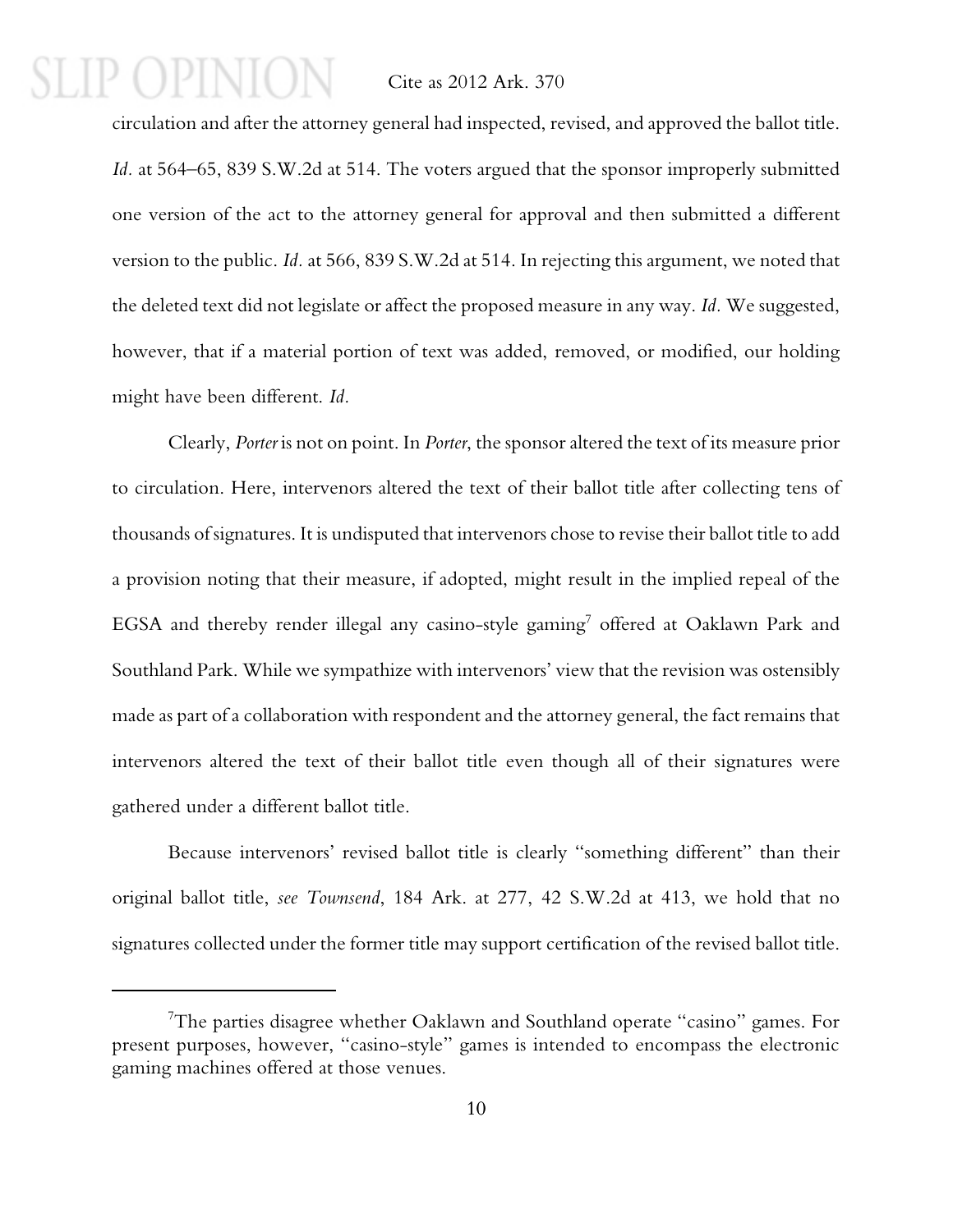circulation and after the attorney general had inspected, revised, and approved the ballot title. *Id.* at 564–65, 839 S.W.2d at 514. The voters argued that the sponsor improperly submitted one version of the act to the attorney general for approval and then submitted a different version to the public. *Id.* at 566, 839 S.W.2d at 514. In rejecting this argument, we noted that the deleted text did not legislate or affect the proposed measure in any way. *Id.* We suggested, however, that if a material portion of text was added, removed, or modified, our holding might have been different. *Id.*

Clearly, *Porter* is not on point. In *Porter*, the sponsor altered the text of its measure prior to circulation. Here, intervenors altered the text of their ballot title after collecting tens of thousands of signatures. It is undisputed that intervenors chose to revise their ballot title to add a provision noting that their measure, if adopted, might result in the implied repeal of the EGSA and thereby render illegal any casino-style gaming[7] offered at Oaklawn Park and Southland Park. While we sympathize with intervenors' view that the revision was ostensibly made as part of a collaboration with respondent and the attorney general, the fact remains that intervenors altered the text of their ballot title even though all of their signatures were gathered under a different ballot title.

Because intervenors' revised ballot title is clearly "something different" than their original ballot title, *see Townsend*, 184 Ark. at 277, 42 S.W.2d at 413, we hold that no signatures collected under the former title may support certification of the revised ballot title.

---

[7]The parties disagree whether Oaklawn and Southland operate "casino" games. For present purposes, however, "casino-style" games is intended to encompass the electronic gaming machines offered at those venues.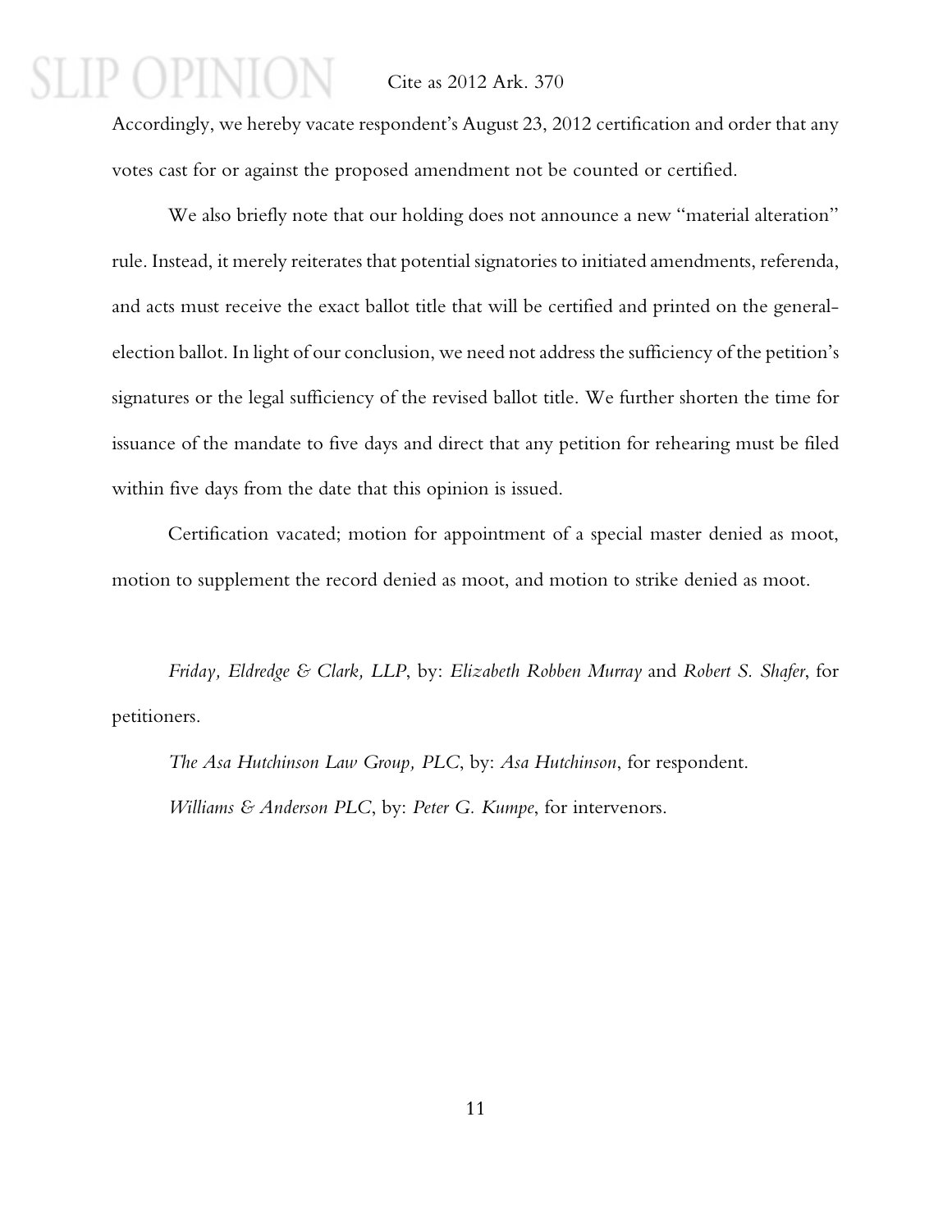Accordingly, we hereby vacate respondent's August 23, 2012 certification and order that any votes cast for or against the proposed amendment not be counted or certified.

We also briefly note that our holding does not announce a new "material alteration" rule. Instead, it merely reiterates that potential signatories to initiated amendments, referenda, and acts must receive the exact ballot title that will be certified and printed on the general-election ballot. In light of our conclusion, we need not address the sufficiency of the petition's signatures or the legal sufficiency of the revised ballot title. We further shorten the time for issuance of the mandate to five days and direct that any petition for rehearing must be filed within five days from the date that this opinion is issued.

Certification vacated; motion for appointment of a special master denied as moot, motion to supplement the record denied as moot, and motion to strike denied as moot.

*Friday, Eldredge & Clark, LLP*, by: *Elizabeth Robben Murray* and *Robert S. Shafer*, for petitioners.

*The Asa Hutchinson Law Group, PLC*, by: *Asa Hutchinson*, for respondent.

*Williams & Anderson PLC*, by: *Peter G. Kumpe*, for intervenors.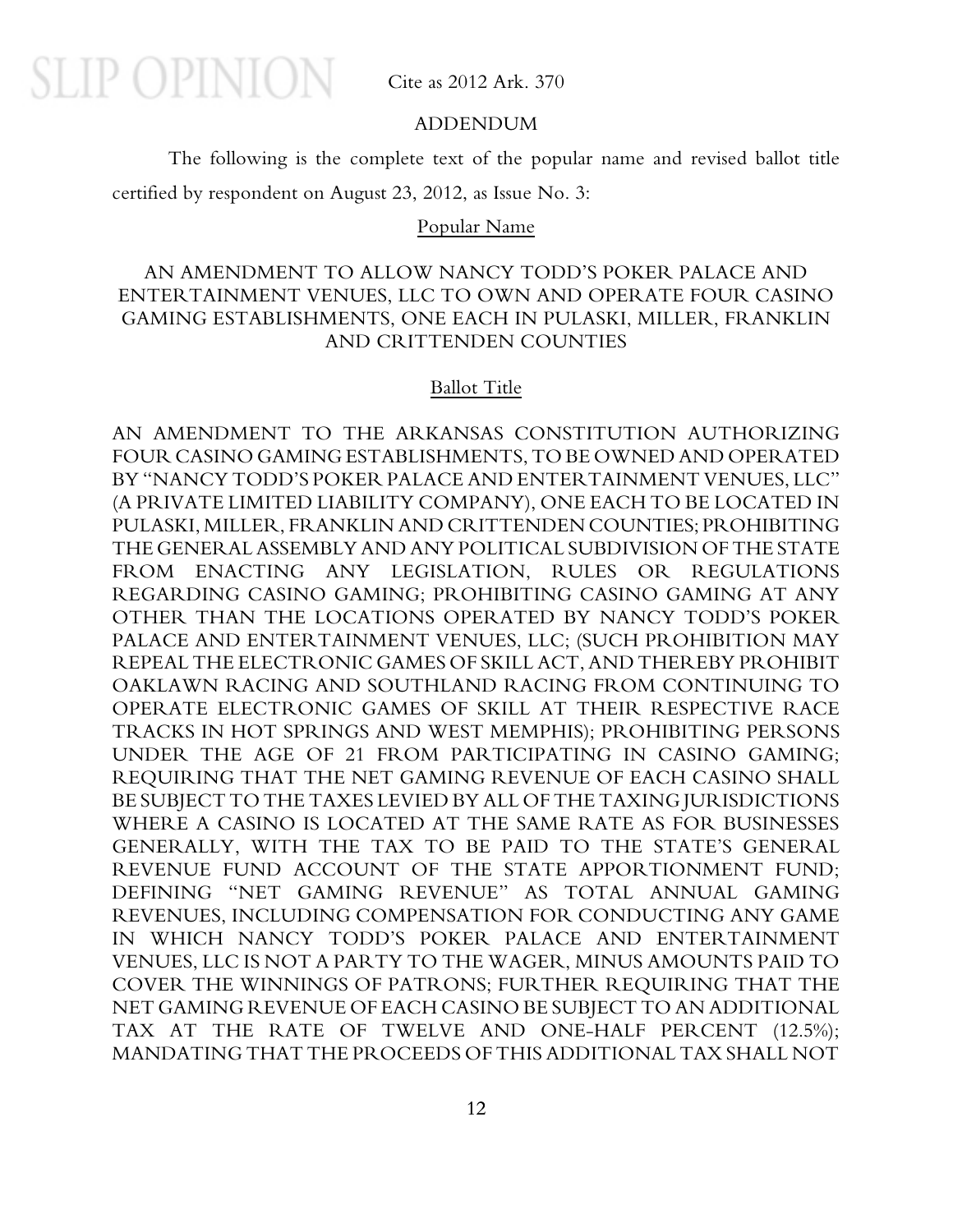## ADDENDUM

The following is the complete text of the popular name and revised ballot title certified by respondent on August 23, 2012, as Issue No. 3:

### Popular Name

AN AMENDMENT TO ALLOW NANCY TODD'S POKER PALACE AND ENTERTAINMENT VENUES, LLC TO OWN AND OPERATE FOUR CASINO GAMING ESTABLISHMENTS, ONE EACH IN PULASKI, MILLER, FRANKLIN AND CRITTENDEN COUNTIES

### Ballot Title

AN AMENDMENT TO THE ARKANSAS CONSTITUTION AUTHORIZING FOUR CASINO GAMING ESTABLISHMENTS, TO BE OWNED AND OPERATED BY "NANCY TODD'S POKER PALACE AND ENTERTAINMENT VENUES, LLC" (A PRIVATE LIMITED LIABILITY COMPANY), ONE EACH TO BE LOCATED IN PULASKI, MILLER, FRANKLIN AND CRITTENDEN COUNTIES; PROHIBITING THE GENERAL ASSEMBLY AND ANY POLITICAL SUBDIVISION OF THE STATE FROM ENACTING ANY LEGISLATION, RULES OR REGULATIONS REGARDING CASINO GAMING; PROHIBITING CASINO GAMING AT ANY OTHER THAN THE LOCATIONS OPERATED BY NANCY TODD'S POKER PALACE AND ENTERTAINMENT VENUES, LLC; (SUCH PROHIBITION MAY REPEAL THE ELECTRONIC GAMES OF SKILL ACT, AND THEREBY PROHIBIT OAKLAWN RACING AND SOUTHLAND RACING FROM CONTINUING TO OPERATE ELECTRONIC GAMES OF SKILL AT THEIR RESPECTIVE RACE TRACKS IN HOT SPRINGS AND WEST MEMPHIS); PROHIBITING PERSONS UNDER THE AGE OF 21 FROM PARTICIPATING IN CASINO GAMING; REQUIRING THAT THE NET GAMING REVENUE OF EACH CASINO SHALL BE SUBJECT TO THE TAXES LEVIED BY ALL OF THE TAXING JURISDICTIONS WHERE A CASINO IS LOCATED AT THE SAME RATE AS FOR BUSINESSES GENERALLY, WITH THE TAX TO BE PAID TO THE STATE'S GENERAL REVENUE FUND ACCOUNT OF THE STATE APPORTIONMENT FUND; DEFINING "NET GAMING REVENUE" AS TOTAL ANNUAL GAMING REVENUES, INCLUDING COMPENSATION FOR CONDUCTING ANY GAME IN WHICH NANCY TODD'S POKER PALACE AND ENTERTAINMENT VENUES, LLC IS NOT A PARTY TO THE WAGER, MINUS AMOUNTS PAID TO COVER THE WINNINGS OF PATRONS; FURTHER REQUIRING THAT THE NET GAMING REVENUE OF EACH CASINO BE SUBJECT TO AN ADDITIONAL TAX AT THE RATE OF TWELVE AND ONE-HALF PERCENT (12.5%); MANDATING THAT THE PROCEEDS OF THIS ADDITIONAL TAX SHALL NOT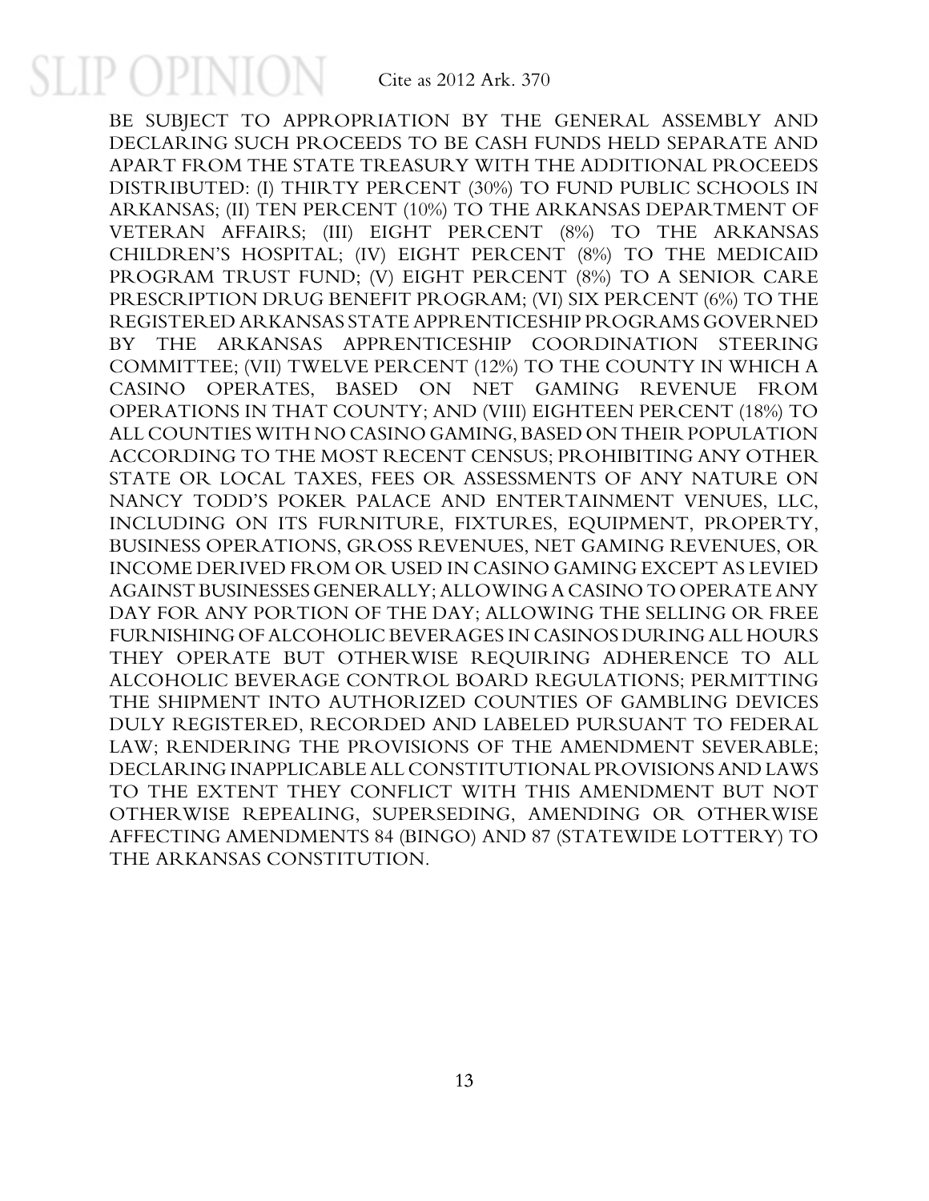BE SUBJECT TO APPROPRIATION BY THE GENERAL ASSEMBLY AND DECLARING SUCH PROCEEDS TO BE CASH FUNDS HELD SEPARATE AND APART FROM THE STATE TREASURY WITH THE ADDITIONAL PROCEEDS DISTRIBUTED: (I) THIRTY PERCENT (30%) TO FUND PUBLIC SCHOOLS IN ARKANSAS; (II) TEN PERCENT (10%) TO THE ARKANSAS DEPARTMENT OF VETERAN AFFAIRS; (III) EIGHT PERCENT (8%) TO THE ARKANSAS CHILDREN'S HOSPITAL; (IV) EIGHT PERCENT (8%) TO THE MEDICAID PROGRAM TRUST FUND; (V) EIGHT PERCENT (8%) TO A SENIOR CARE PRESCRIPTION DRUG BENEFIT PROGRAM; (VI) SIX PERCENT (6%) TO THE REGISTERED ARKANSAS STATE APPRENTICESHIP PROGRAMS GOVERNED BY THE ARKANSAS APPRENTICESHIP COORDINATION STEERING COMMITTEE; (VII) TWELVE PERCENT (12%) TO THE COUNTY IN WHICH A CASINO OPERATES, BASED ON NET GAMING REVENUE FROM OPERATIONS IN THAT COUNTY; AND (VIII) EIGHTEEN PERCENT (18%) TO ALL COUNTIES WITH NO CASINO GAMING, BASED ON THEIR POPULATION ACCORDING TO THE MOST RECENT CENSUS; PROHIBITING ANY OTHER STATE OR LOCAL TAXES, FEES OR ASSESSMENTS OF ANY NATURE ON NANCY TODD'S POKER PALACE AND ENTERTAINMENT VENUES, LLC, INCLUDING ON ITS FURNITURE, FIXTURES, EQUIPMENT, PROPERTY, BUSINESS OPERATIONS, GROSS REVENUES, NET GAMING REVENUES, OR INCOME DERIVED FROM OR USED IN CASINO GAMING EXCEPT AS LEVIED AGAINST BUSINESSES GENERALLY; ALLOWING A CASINO TO OPERATE ANY DAY FOR ANY PORTION OF THE DAY; ALLOWING THE SELLING OR FREE FURNISHING OF ALCOHOLIC BEVERAGES IN CASINOS DURING ALL HOURS THEY OPERATE BUT OTHERWISE REQUIRING ADHERENCE TO ALL ALCOHOLIC BEVERAGE CONTROL BOARD REGULATIONS; PERMITTING THE SHIPMENT INTO AUTHORIZED COUNTIES OF GAMBLING DEVICES DULY REGISTERED, RECORDED AND LABELED PURSUANT TO FEDERAL LAW; RENDERING THE PROVISIONS OF THE AMENDMENT SEVERABLE; DECLARING INAPPLICABLE ALL CONSTITUTIONAL PROVISIONS AND LAWS TO THE EXTENT THEY CONFLICT WITH THIS AMENDMENT BUT NOT OTHERWISE REPEALING, SUPERSEDING, AMENDING OR OTHERWISE AFFECTING AMENDMENTS 84 (BINGO) AND 87 (STATEWIDE LOTTERY) TO THE ARKANSAS CONSTITUTION.